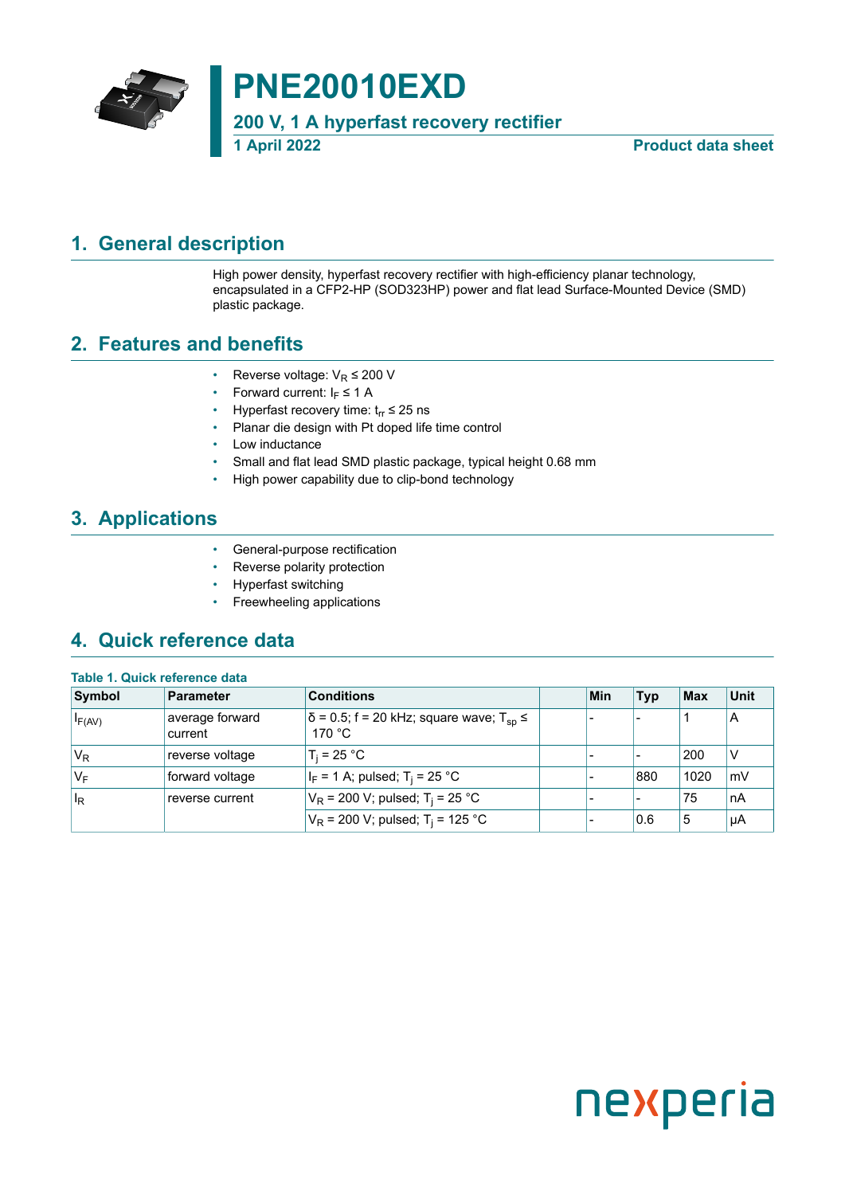# PNE20010EXD

**200 V, 1 A hyperfast recovery rectifier**

**1 April 2022** **Product data sheet**

## 1. General description

High power density, hyperfast recovery rectifier with high-efficiency planar technology, encapsulated in a CFP2-HP (SOD323HP) power and flat lead Surface-Mounted Device (SMD) plastic package.

## 2. Features and benefits

- Reverse voltage: $V_R \leq 200$ V
- Forward current: $I_F \leq 1$ A
- Hyperfast recovery time: $t_{rr} \leq 25$ ns
- Planar die design with Pt doped life time control
- Low inductance
- Small and flat lead SMD plastic package, typical height 0.68 mm
- High power capability due to clip-bond technology

## 3. Applications

- General-purpose rectification
- Reverse polarity protection
- Hyperfast switching
- Freewheeling applications

## 4. Quick reference data

**Table 1. Quick reference data**

| Symbol | Parameter | Conditions | | Min | Typ | Max | Unit |
|---|---|---|---|---|---|---|---|
| $I_{F(AV)}$ | average forward current | δ = 0.5; f = 20 kHz; square wave; $T_{sp} \leq$ 170 °C | | - | - | 1 | A |
| $V_R$ | reverse voltage | $T_j$ = 25 °C | | - | - | 200 | V |
| $V_F$ | forward voltage | $I_F$ = 1 A; pulsed; $T_j$ = 25 °C | | - | 880 | 1020 | mV |
| $I_R$ | reverse current | $V_R$ = 200 V; pulsed; $T_j$ = 25 °C | | - | - | 75 | nA |
| | | $V_R$ = 200 V; pulsed; $T_j$ = 125 °C | | - | 0.6 | 5 | µA |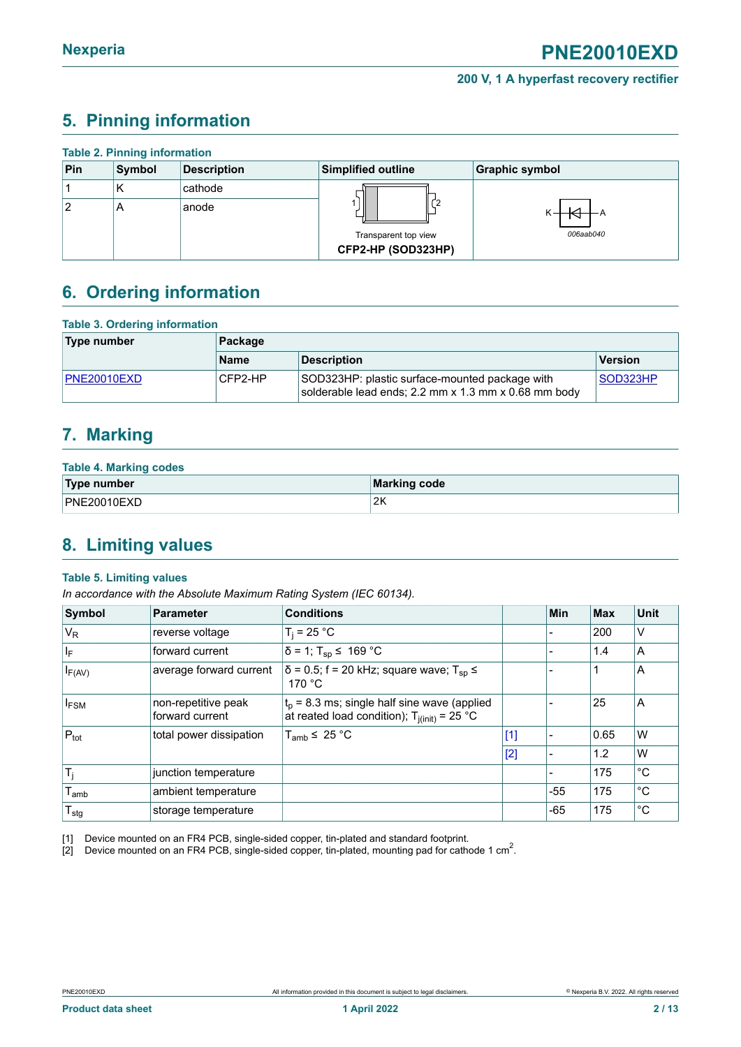## 5. Pinning information

**Table 2. Pinning information**

| Pin | Symbol | Description | Simplified outline | Graphic symbol |
|---|---|---|---|---|
| 1 | K | cathode | Transparent top view<br>**CFP2-HP (SOD323HP)** | 006aab040 |
| 2 | A | anode | | |

## 6. Ordering information

**Table 3. Ordering information**

| Type number | Package | | |
|---|---|---|---|
| | Name | Description | Version |
| PNE20010EXD | CFP2-HP | SOD323HP: plastic surface-mounted package with solderable lead ends; 2.2 mm x 1.3 mm x 0.68 mm body | SOD323HP |

## 7. Marking

**Table 4. Marking codes**

| Type number | Marking code |
|---|---|
| PNE20010EXD | 2K |

## 8. Limiting values

**Table 5. Limiting values**

*In accordance with the Absolute Maximum Rating System (IEC 60134).*

| Symbol | Parameter | Conditions | | Min | Max | Unit |
|---|---|---|---|---|---|---|
| $V_R$ | reverse voltage | $T_j$ = 25 °C | | - | 200 | V |
| $I_F$ | forward current | δ = 1; $T_{sp}$ ≤ 169 °C | | - | 1.4 | A |
| $I_{F(AV)}$ | average forward current | δ = 0.5; f = 20 kHz; square wave; $T_{sp}$ ≤ 170 °C | | - | 1 | A |
| $I_{FSM}$ | non-repetitive peak forward current | $t_p$ = 8.3 ms; single half sine wave (applied at reated load condition); $T_{j(init)}$ = 25 °C | | - | 25 | A |
| $P_{tot}$ | total power dissipation | $T_{amb}$ ≤ 25 °C | [1] | - | 0.65 | W |
| | | | [2] | - | 1.2 | W |
| $T_j$ | junction temperature | | | - | 175 | °C |
| $T_{amb}$ | ambient temperature | | | -55 | 175 | °C |
| $T_{stg}$ | storage temperature | | | -65 | 175 | °C |

[1] Device mounted on an FR4 PCB, single-sided copper, tin-plated and standard footprint.
[2] Device mounted on an FR4 PCB, single-sided copper, tin-plated, mounting pad for cathode 1 $cm^2$.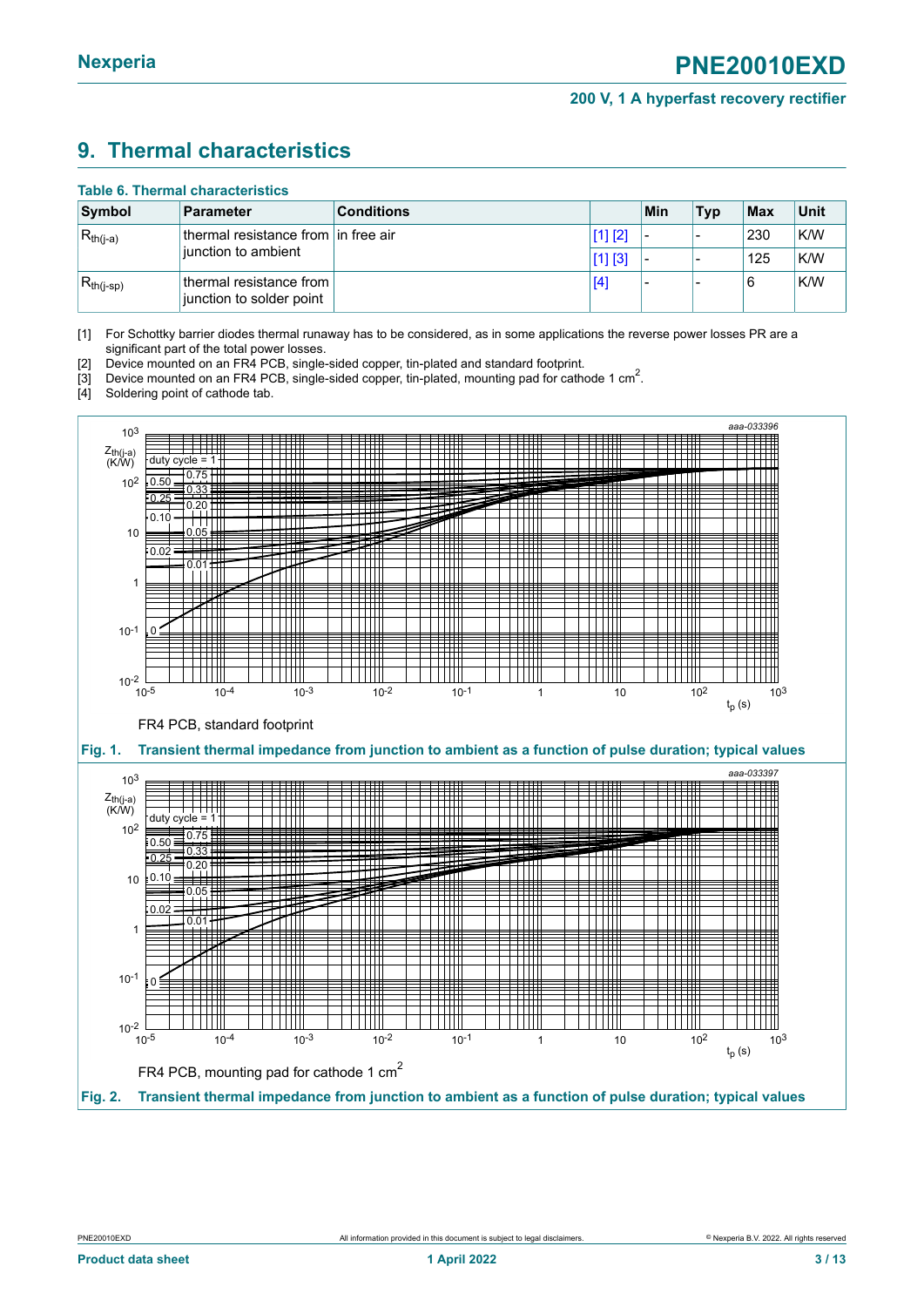# 9. Thermal characteristics

**Table 6. Thermal characteristics**

| Symbol | Parameter | Conditions | | Min | Typ | Max | Unit |
|---|---|---|---|---|---|---|---|
| $R_{th(j-a)}$ | thermal resistance from junction to ambient | in free air | [1] [2] | - | - | 230 | K/W |
| | | | [1] [3] | - | - | 125 | K/W |
| $R_{th(j-sp)}$ | thermal resistance from junction to solder point | | [4] | - | - | 6 | K/W |

[1] For Schottky barrier diodes thermal runaway has to be considered, as in some applications the reverse power losses PR are a significant part of the total power losses.

[2] Device mounted on an FR4 PCB, single-sided copper, tin-plated and standard footprint.

[3] Device mounted on an FR4 PCB, single-sided copper, tin-plated, mounting pad for cathode 1 $cm^2$.

[4] Soldering point of cathode tab.

FR4 PCB, standard footprint

**Fig. 1. Transient thermal impedance from junction to ambient as a function of pulse duration; typical values**

FR4 PCB, mounting pad for cathode 1 $cm^2$

**Fig. 2. Transient thermal impedance from junction to ambient as a function of pulse duration; typical values**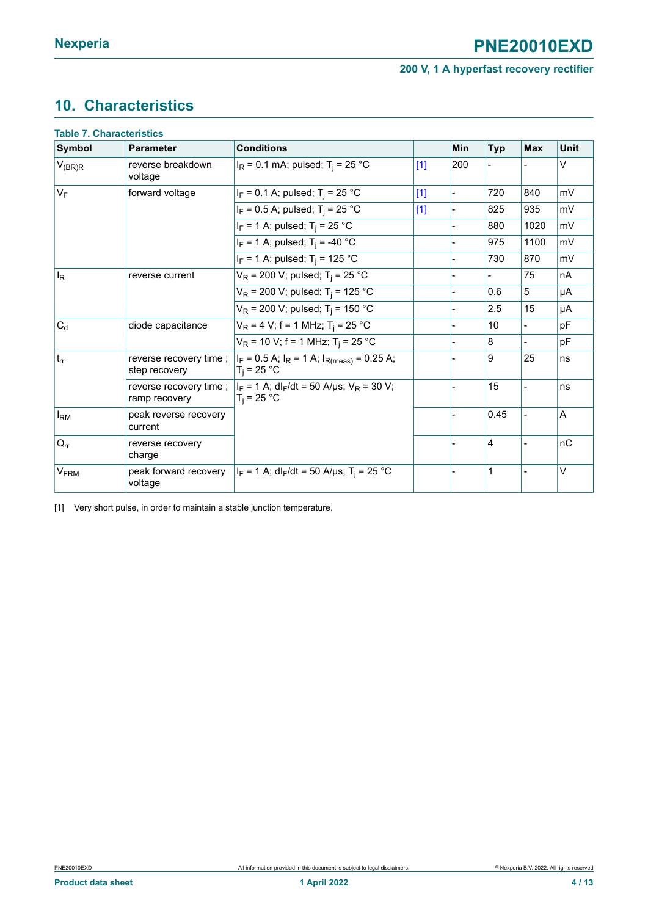## 10. Characteristics

**Table 7. Characteristics**

| Symbol | Parameter | Conditions | | Min | Typ | Max | Unit |
|---|---|---|---|---|---|---|---|
| $V_{(BR)R}$ | reverse breakdown voltage | $I_R$ = 0.1 mA; pulsed; $T_j$ = 25 °C | [1] | 200 | - | - | V |
| $V_F$ | forward voltage | $I_F$ = 0.1 A; pulsed; $T_j$ = 25 °C | [1] | - | 720 | 840 | mV |
| | | $I_F$ = 0.5 A; pulsed; $T_j$ = 25 °C | [1] | - | 825 | 935 | mV |
| | | $I_F$ = 1 A; pulsed; $T_j$ = 25 °C | | - | 880 | 1020 | mV |
| | | $I_F$ = 1 A; pulsed; $T_j$ = -40 °C | | - | 975 | 1100 | mV |
| | | $I_F$ = 1 A; pulsed; $T_j$ = 125 °C | | - | 730 | 870 | mV |
| $I_R$ | reverse current | $V_R$ = 200 V; pulsed; $T_j$ = 25 °C | | - | - | 75 | nA |
| | | $V_R$ = 200 V; pulsed; $T_j$ = 125 °C | | - | 0.6 | 5 | µA |
| | | $V_R$ = 200 V; pulsed; $T_j$ = 150 °C | | - | 2.5 | 15 | µA |
| $C_d$ | diode capacitance | $V_R$ = 4 V; f = 1 MHz; $T_j$ = 25 °C | | - | 10 | - | pF |
| | | $V_R$ = 10 V; f = 1 MHz; $T_j$ = 25 °C | | - | 8 | - | pF |
| $t_{rr}$ | reverse recovery time ; step recovery | $I_F$ = 0.5 A; $I_R$ = 1 A; $I_{R(meas)}$ = 0.25 A; $T_j$ = 25 °C | | - | 9 | 25 | ns |
| | reverse recovery time ; ramp recovery | $I_F$ = 1 A; $dI_F/dt$ = 50 A/µs; $V_R$ = 30 V; $T_j$ = 25 °C | | - | 15 | - | ns |
| $I_{RM}$ | peak reverse recovery current | | | - | 0.45 | - | A |
| $Q_{rr}$ | reverse recovery charge | | | - | 4 | - | nC |
| $V_{FRM}$ | peak forward recovery voltage | $I_F$ = 1 A; $dI_F/dt$ = 50 A/µs; $T_j$ = 25 °C | | - | 1 | - | V |

[1] Very short pulse, in order to maintain a stable junction temperature.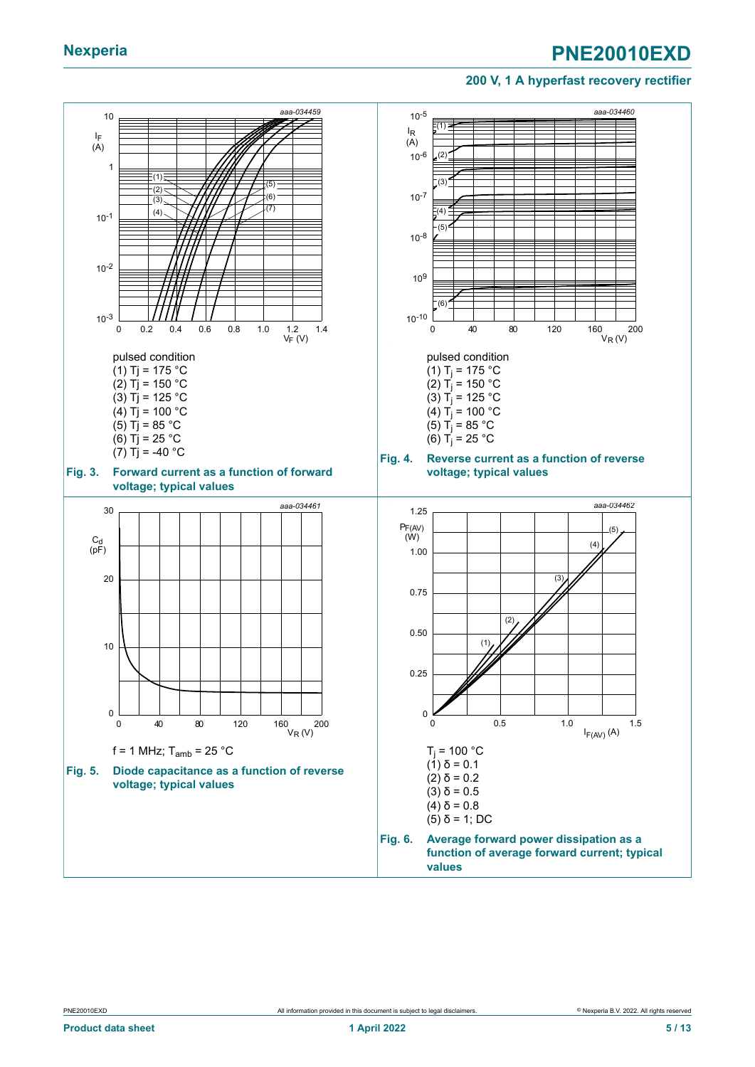pulsed condition
(1) $T_j$ = 175 °C
(2) $T_j$ = 150 °C
(3) $T_j$ = 125 °C
(4) $T_j$ = 100 °C
(5) $T_j$ = 85 °C
(6) $T_j$ = 25 °C
(7) $T_j$ = -40 °C

**Fig. 3. Forward current as a function of forward voltage; typical values**

pulsed condition
(1) $T_j$ = 175 °C
(2) $T_j$ = 150 °C
(3) $T_j$ = 125 °C
(4) $T_j$ = 100 °C
(5) $T_j$ = 85 °C
(6) $T_j$ = 25 °C

**Fig. 4. Reverse current as a function of reverse voltage; typical values**

f = 1 MHz; $T_{amb}$ = 25 °C

**Fig. 5. Diode capacitance as a function of reverse voltage; typical values**

$T_j$ = 100 °C
(1) δ = 0.1
(2) δ = 0.2
(3) δ = 0.5
(4) δ = 0.8
(5) δ = 1; DC

**Fig. 6. Average forward power dissipation as a function of average forward current; typical values**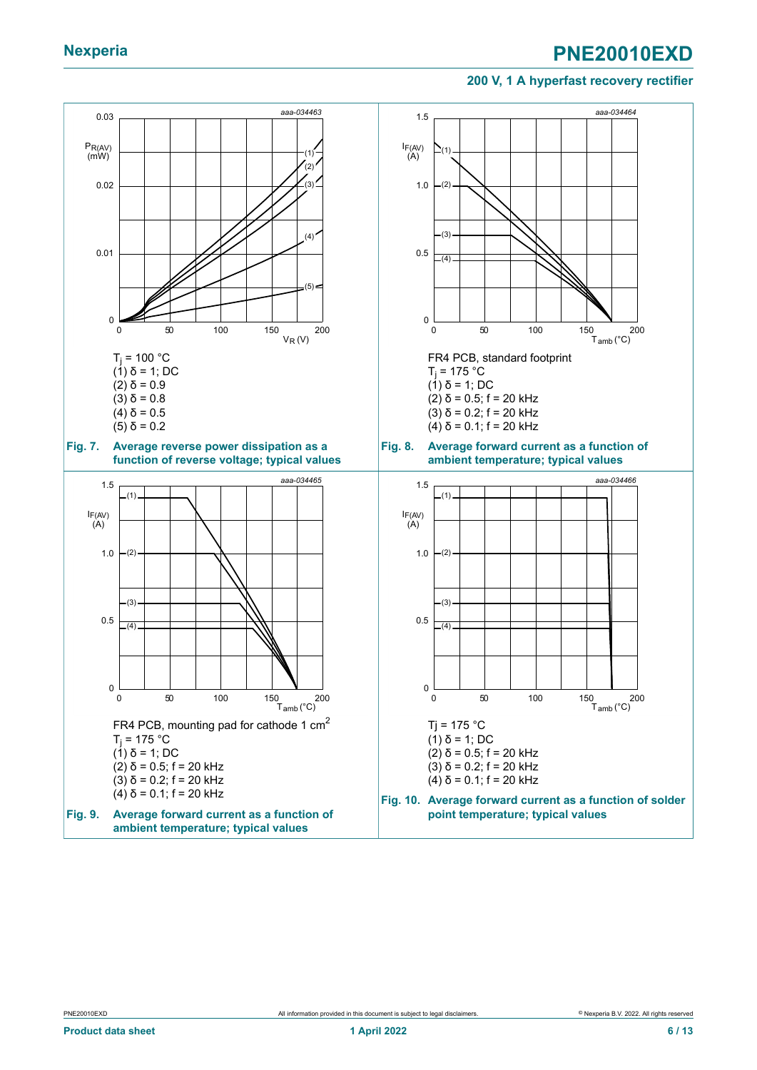FR4 PCB, standard footprint

$T_j$ = 100 °C
(1) δ = 1; DC
(2) δ = 0.9
(3) δ = 0.8
(4) δ = 0.5
(5) δ = 0.2

**Fig. 7. Average reverse power dissipation as a function of reverse voltage; typical values**

FR4 PCB, standard footprint
$T_j$ = 175 °C
(1) δ = 1; DC
(2) δ = 0.5; f = 20 kHz
(3) δ = 0.2; f = 20 kHz
(4) δ = 0.1; f = 20 kHz

**Fig. 8. Average forward current as a function of ambient temperature; typical values**

FR4 PCB, mounting pad for cathode 1 $cm^2$
$T_j$ = 175 °C
(1) δ = 1; DC
(2) δ = 0.5; f = 20 kHz
(3) δ = 0.2; f = 20 kHz
(4) δ = 0.1; f = 20 kHz

**Fig. 9. Average forward current as a function of ambient temperature; typical values**

Tj = 175 °C
(1) δ = 1; DC
(2) δ = 0.5; f = 20 kHz
(3) δ = 0.2; f = 20 kHz
(4) δ = 0.1; f = 20 kHz

**Fig. 10. Average forward current as a function of solder point temperature; typical values**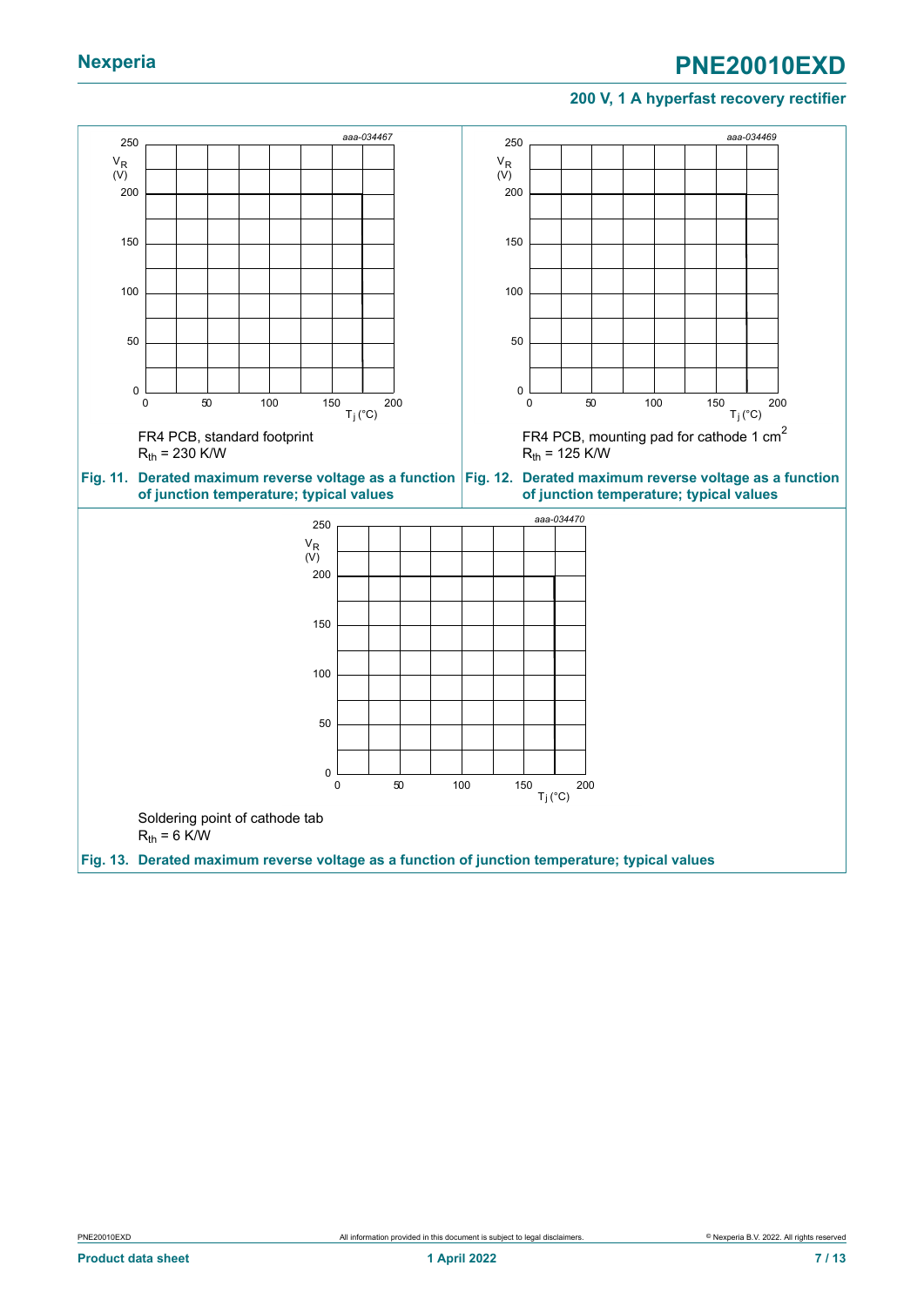aaa-034467

FR4 PCB, standard footprint
$R_{th}$ = 230 K/W

**Fig. 11. Derated maximum reverse voltage as a function of junction temperature; typical values**

aaa-034469

FR4 PCB, mounting pad for cathode 1 $cm^2$
$R_{th}$ = 125 K/W

**Fig. 12. Derated maximum reverse voltage as a function of junction temperature; typical values**

aaa-034470

Soldering point of cathode tab
$R_{th}$ = 6 K/W

**Fig. 13. Derated maximum reverse voltage as a function of junction temperature; typical values**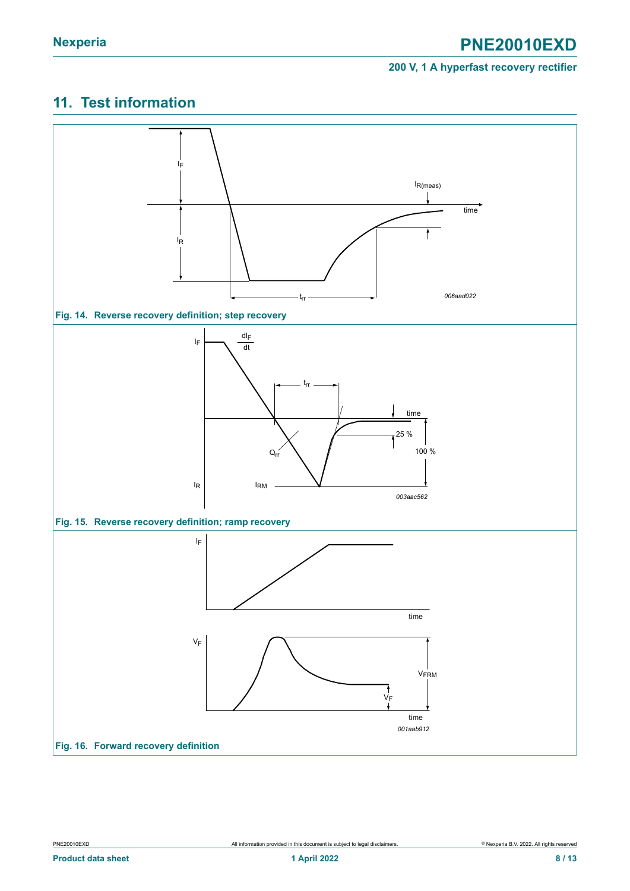## 11. Test information

Fig. 14. Reverse recovery definition; step recovery

Fig. 15. Reverse recovery definition; ramp recovery

Fig. 16. Forward recovery definition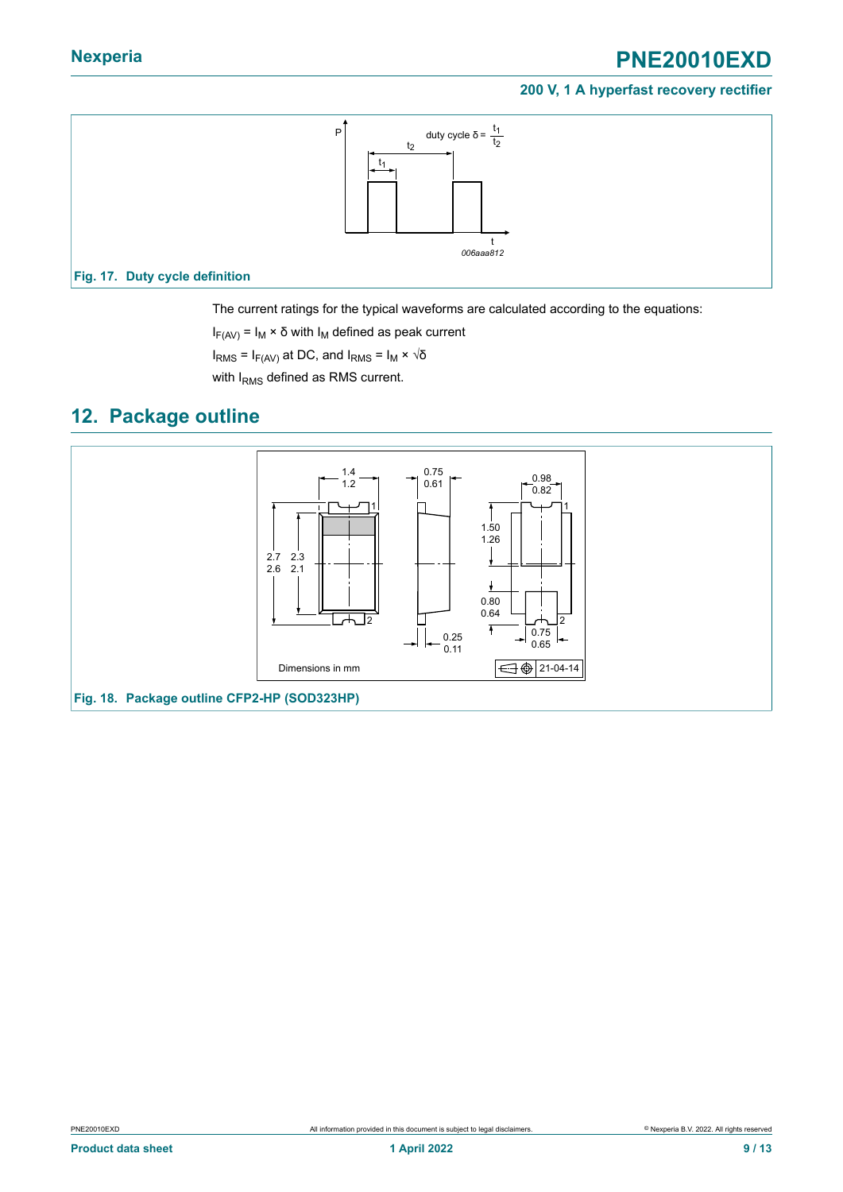Fig. 17. Duty cycle definition

The current ratings for the typical waveforms are calculated according to the equations:

$I_{F(AV)} = I_M \times \delta$ with $I_M$ defined as peak current

$I_{RMS} = I_{F(AV)}$ at DC, and $I_{RMS} = I_M \times \sqrt{\delta}$

with $I_{RMS}$ defined as RMS current.

## 12. Package outline

Fig. 18. Package outline CFP2-HP (SOD323HP)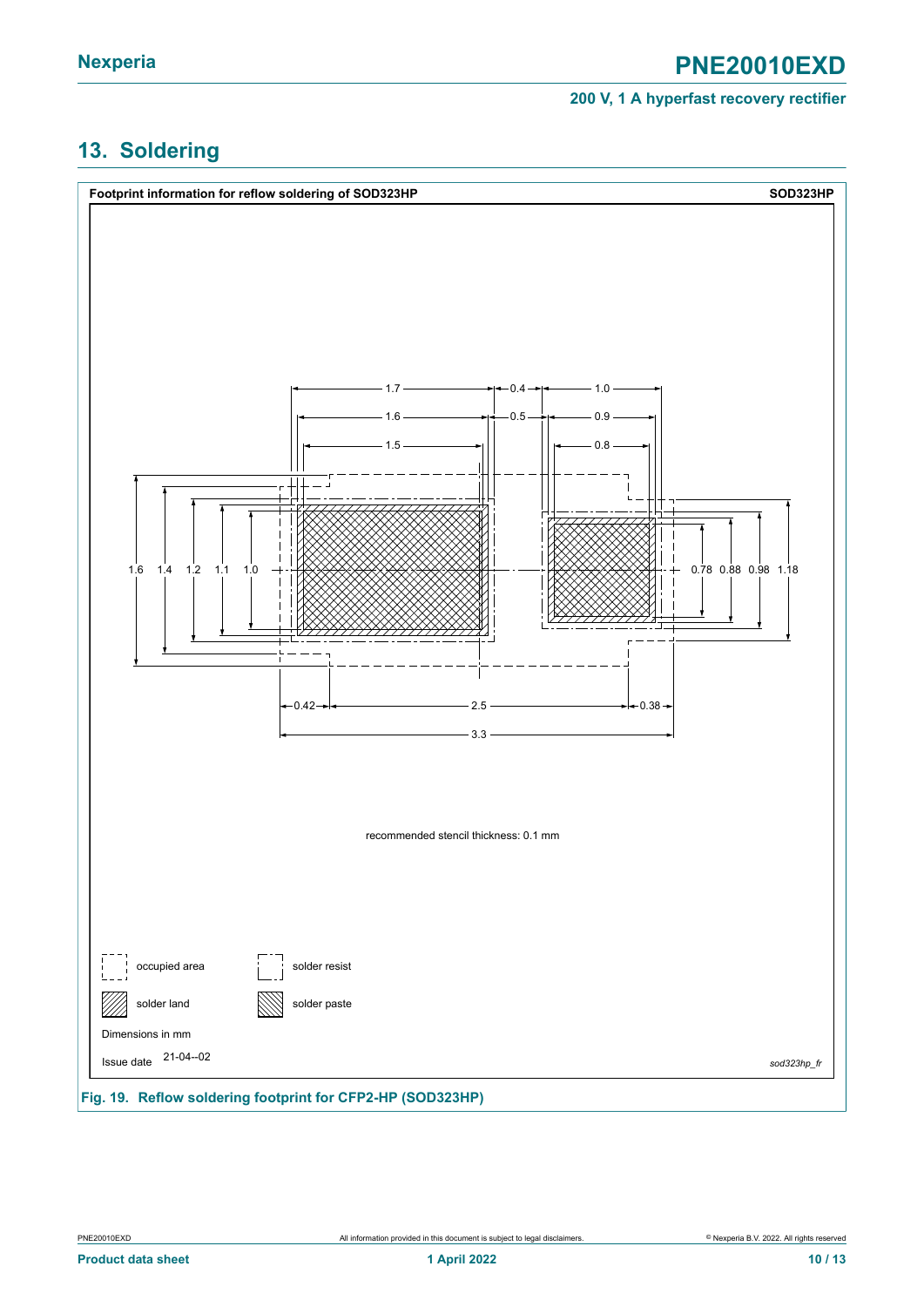## 13. Soldering

**Footprint information for reflow soldering of SOD323HP** — **SOD323HP**

Dimensions (in mm): 1.7, 0.4, 1.0, 1.6, 0.5, 0.9, 1.5, 0.8, 1.6, 1.4, 1.2, 1.1, 1.0, 0.78, 0.88, 0.98, 1.18, 0.42, 2.5, 0.38, 3.3

recommended stencil thickness: 0.1 mm

Legend: occupied area; solder resist; solder land; solder paste

Dimensions in mm

Issue date 21-04--02

*sod323hp_fr*

**Fig. 19. Reflow soldering footprint for CFP2-HP (SOD323HP)**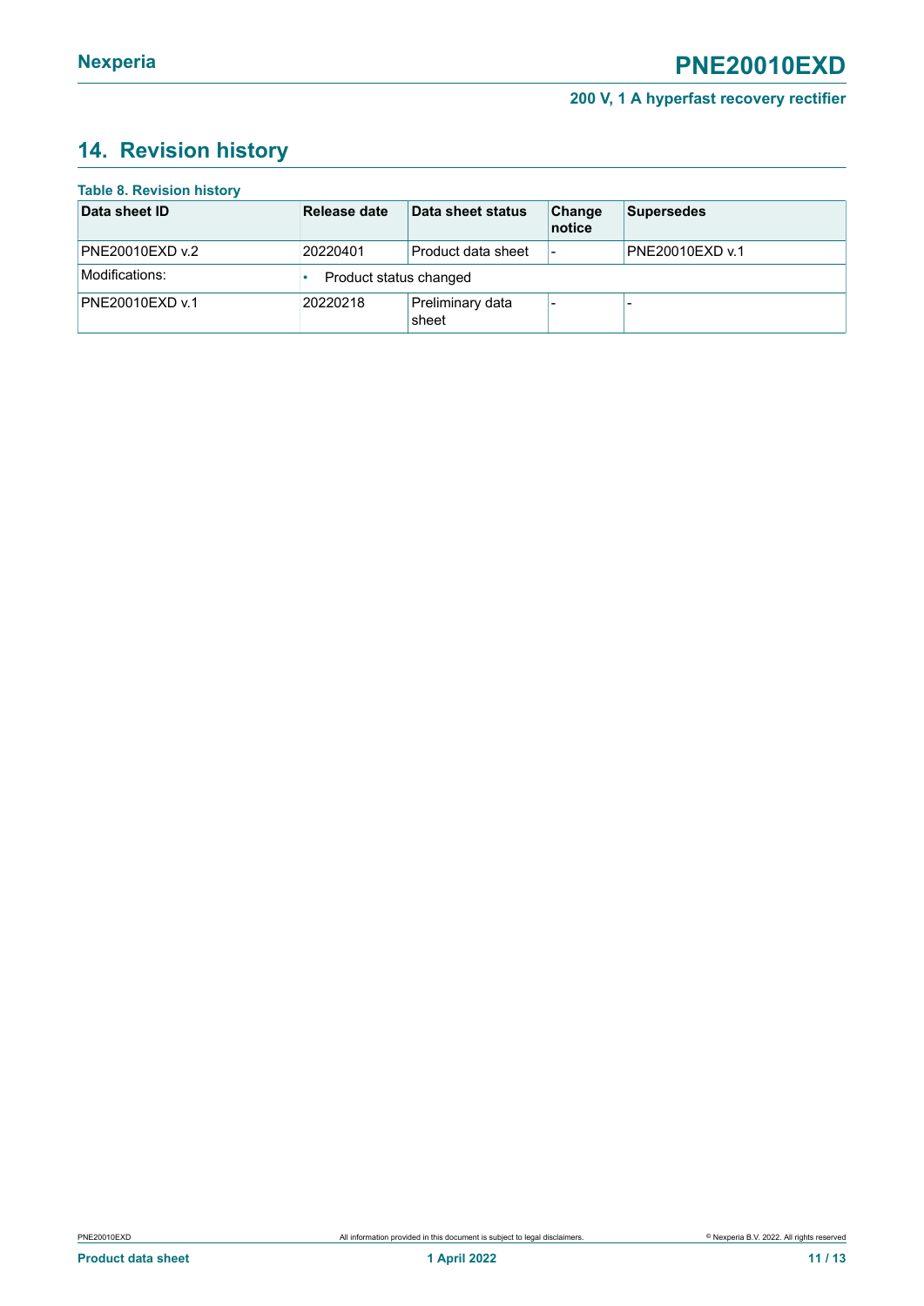## 14. Revision history

**Table 8. Revision history**

| Data sheet ID | Release date | Data sheet status | Change notice | Supersedes |
|---|---|---|---|---|
| PNE20010EXD v.2 | 20220401 | Product data sheet | - | PNE20010EXD v.1 |
| Modifications: | • Product status changed | | | |
| PNE20010EXD v.1 | 20220218 | Preliminary data sheet | - | - |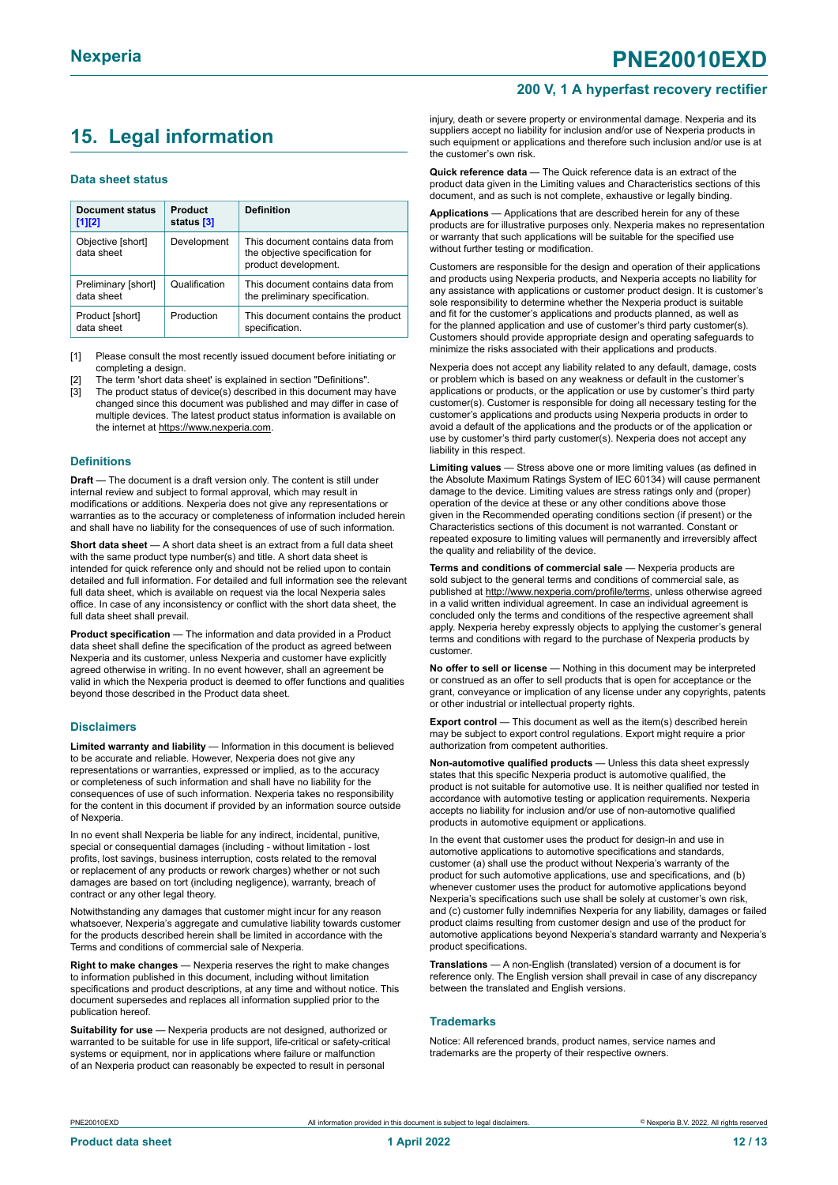## 15. Legal information

### Data sheet status

| Document status [1][2] | Product status [3] | Definition |
|---|---|---|
| Objective [short] data sheet | Development | This document contains data from the objective specification for product development. |
| Preliminary [short] data sheet | Qualification | This document contains data from the preliminary specification. |
| Product [short] data sheet | Production | This document contains the product specification. |

[1] Please consult the most recently issued document before initiating or completing a design.

[2] The term 'short data sheet' is explained in section "Definitions".

[3] The product status of device(s) described in this document may have changed since this document was published and may differ in case of multiple devices. The latest product status information is available on the internet at https://www.nexperia.com.

### Definitions

**Draft** — The document is a draft version only. The content is still under internal review and subject to formal approval, which may result in modifications or additions. Nexperia does not give any representations or warranties as to the accuracy or completeness of information included herein and shall have no liability for the consequences of use of such information.

**Short data sheet** — A short data sheet is an extract from a full data sheet with the same product type number(s) and title. A short data sheet is intended for quick reference only and should not be relied upon to contain detailed and full information. For detailed and full information see the relevant full data sheet, which is available on request via the local Nexperia sales office. In case of any inconsistency or conflict with the short data sheet, the full data sheet shall prevail.

**Product specification** — The information and data provided in a Product data sheet shall define the specification of the product as agreed between Nexperia and its customer, unless Nexperia and customer have explicitly agreed otherwise in writing. In no event however, shall an agreement be valid in which the Nexperia product is deemed to offer functions and qualities beyond those described in the Product data sheet.

### Disclaimers

**Limited warranty and liability** — Information in this document is believed to be accurate and reliable. However, Nexperia does not give any representations or warranties, expressed or implied, as to the accuracy or completeness of such information and shall have no liability for the consequences of use of such information. Nexperia takes no responsibility for the content in this document if provided by an information source outside of Nexperia.

In no event shall Nexperia be liable for any indirect, incidental, punitive, special or consequential damages (including - without limitation - lost profits, lost savings, business interruption, costs related to the removal or replacement of any products or rework charges) whether or not such damages are based on tort (including negligence), warranty, breach of contract or any other legal theory.

Notwithstanding any damages that customer might incur for any reason whatsoever, Nexperia's aggregate and cumulative liability towards customer for the products described herein shall be limited in accordance with the Terms and conditions of commercial sale of Nexperia.

**Right to make changes** — Nexperia reserves the right to make changes to information published in this document, including without limitation specifications and product descriptions, at any time and without notice. This document supersedes and replaces all information supplied prior to the publication hereof.

**Suitability for use** — Nexperia products are not designed, authorized or warranted to be suitable for use in life support, life-critical or safety-critical systems or equipment, nor in applications where failure or malfunction of an Nexperia product can reasonably be expected to result in personal injury, death or severe property or environmental damage. Nexperia and its suppliers accept no liability for inclusion and/or use of Nexperia products in such equipment or applications and therefore such inclusion and/or use is at the customer's own risk.

**Quick reference data** — The Quick reference data is an extract of the product data given in the Limiting values and Characteristics sections of this document, and as such is not complete, exhaustive or legally binding.

**Applications** — Applications that are described herein for any of these products are for illustrative purposes only. Nexperia makes no representation or warranty that such applications will be suitable for the specified use without further testing or modification.

Customers are responsible for the design and operation of their applications and products using Nexperia products, and Nexperia accepts no liability for any assistance with applications or customer product design. It is customer's sole responsibility to determine whether the Nexperia product is suitable and fit for the customer's applications and products planned, as well as for the planned application and use of customer's third party customer(s). Customers should provide appropriate design and operating safeguards to minimize the risks associated with their applications and products.

Nexperia does not accept any liability related to any default, damage, costs or problem which is based on any weakness or default in the customer's applications or products, or the application or use by customer's third party customer(s). Customer is responsible for doing all necessary testing for the customer's applications and products using Nexperia products in order to avoid a default of the applications and the products or of the application or use by customer's third party customer(s). Nexperia does not accept any liability in this respect.

**Limiting values** — Stress above one or more limiting values (as defined in the Absolute Maximum Ratings System of IEC 60134) will cause permanent damage to the device. Limiting values are stress ratings only and (proper) operation of the device at these or any other conditions above those given in the Recommended operating conditions section (if present) or the Characteristics sections of this document is not warranted. Constant or repeated exposure to limiting values will permanently and irreversibly affect the quality and reliability of the device.

**Terms and conditions of commercial sale** — Nexperia products are sold subject to the general terms and conditions of commercial sale, as published at http://www.nexperia.com/profile/terms, unless otherwise agreed in a valid written individual agreement. In case an individual agreement is concluded only the terms and conditions of the respective agreement shall apply. Nexperia hereby expressly objects to applying the customer's general terms and conditions with regard to the purchase of Nexperia products by customer.

**No offer to sell or license** — Nothing in this document may be interpreted or construed as an offer to sell products that is open for acceptance or the grant, conveyance or implication of any license under any copyrights, patents or other industrial or intellectual property rights.

**Export control** — This document as well as the item(s) described herein may be subject to export control regulations. Export might require a prior authorization from competent authorities.

**Non-automotive qualified products** — Unless this data sheet expressly states that this specific Nexperia product is automotive qualified, the product is not suitable for automotive use. It is neither qualified nor tested in accordance with automotive testing or application requirements. Nexperia accepts no liability for inclusion and/or use of non-automotive qualified products in automotive equipment or applications.

In the event that customer uses the product for design-in and use in automotive applications to automotive specifications and standards, customer (a) shall use the product without Nexperia's warranty of the product for such automotive applications, use and specifications, and (b) whenever customer uses the product for automotive applications beyond Nexperia's specifications such use shall be solely at customer's own risk, and (c) customer fully indemnifies Nexperia for any liability, damages or failed product claims resulting from customer design and use of the product for automotive applications beyond Nexperia's standard warranty and Nexperia's product specifications.

**Translations** — A non-English (translated) version of a document is for reference only. The English version shall prevail in case of any discrepancy between the translated and English versions.

### Trademarks

Notice: All referenced brands, product names, service names and trademarks are the property of their respective owners.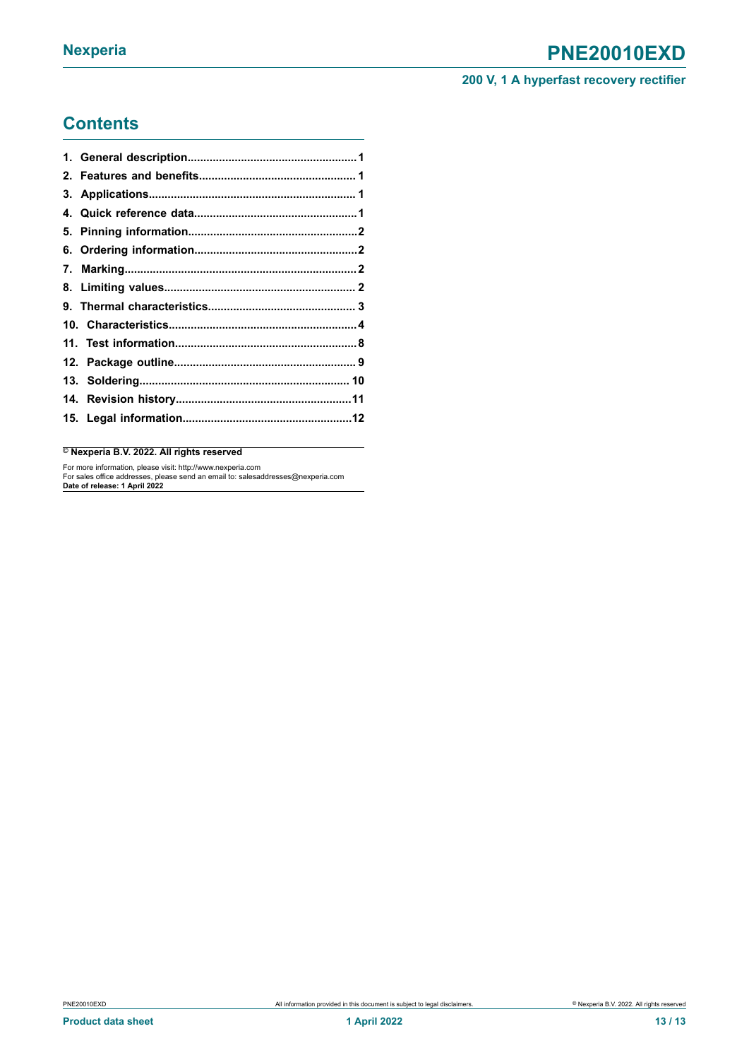## Contents

1. General description..................................................... 1
2. Features and benefits.................................................. 1
3. Applications.................................................................. 1
4. Quick reference data.................................................... 1
5. Pinning information...................................................... 2
6. Ordering information..................................................... 2
7. Marking.......................................................................... 2
8. Limiting values.............................................................. 2
9. Thermal characteristics................................................ 3
10. Characteristics............................................................. 4
11. Test information........................................................... 8
12. Package outline............................................................ 9
13. Soldering.................................................................... 10
14. Revision history.......................................................... 11
15. Legal information........................................................ 12

**© Nexperia B.V. 2022. All rights reserved**

For more information, please visit: http://www.nexperia.com
For sales office addresses, please send an email to: salesaddresses@nexperia.com
**Date of release: 1 April 2022**